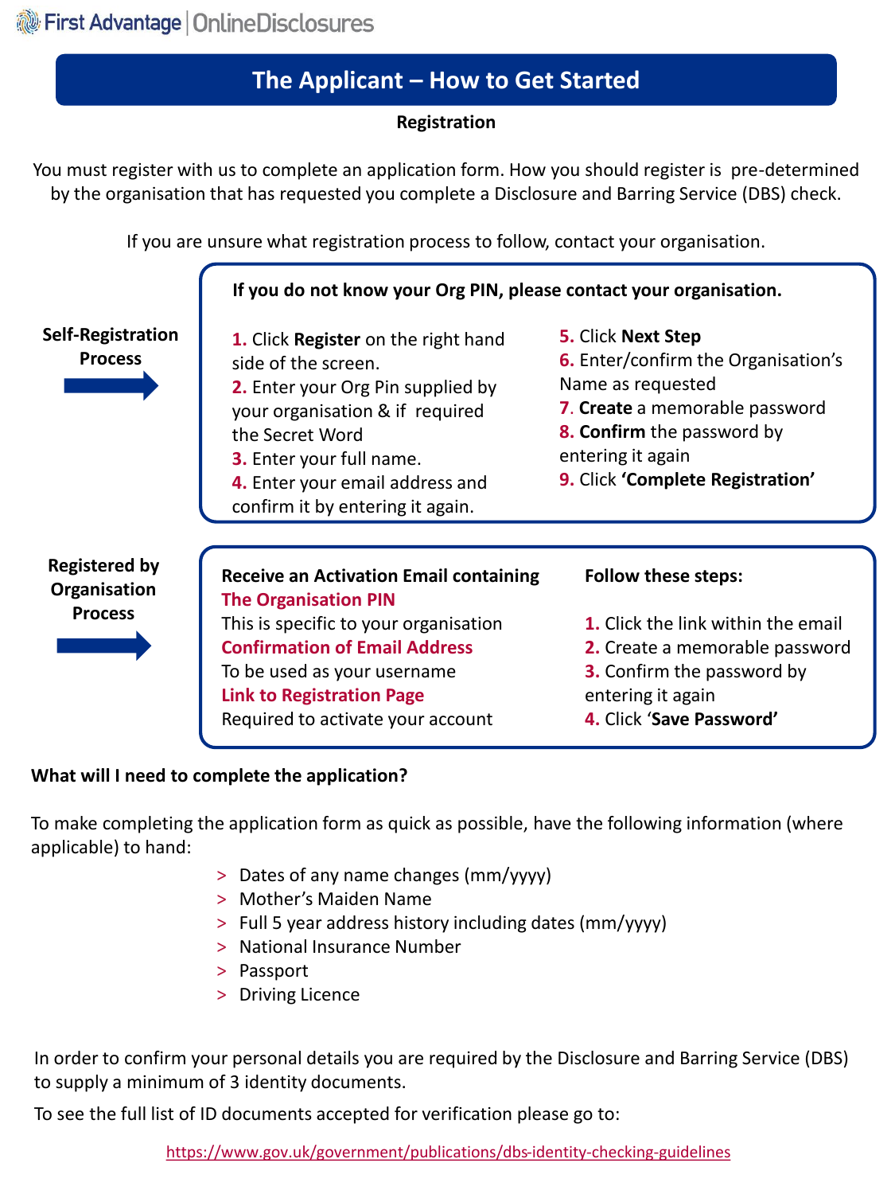First Advantage | OnlineDisclosures

# The Applicant – How to Get Started

**Registration**

You must register with us to complete an application form. How you should register is pre-determined by the organisation that has requested you complete a Disclosure and Barring Service (DBS) check.

If you are unsure what registration process to follow, contact your organisation.

## Self-Registration Process

**If you do not know your Org PIN, please contact your organisation.**

1. Click **Register** on the right hand side of the screen.
2. Enter your Org Pin supplied by your organisation & if required the Secret Word
3. Enter your full name.
4. Enter your email address and confirm it by entering it again.
5. Click **Next Step**
6. Enter/confirm the Organisation's Name as requested
7. **Create** a memorable password
8. **Confirm** the password by entering it again
9. Click **'Complete Registration'**

## Registered by Organisation Process

**Receive an Activation Email containing**

**The Organisation PIN**
This is specific to your organisation

**Confirmation of Email Address**
To be used as your username

**Link to Registration Page**
Required to activate your account

**Follow these steps:**

1. Click the link within the email
2. Create a memorable password
3. Confirm the password by entering it again
4. Click '**Save Password'**

**What will I need to complete the application?**

To make completing the application form as quick as possible, have the following information (where applicable) to hand:

> Dates of any name changes (mm/yyyy)
> Mother's Maiden Name
> Full 5 year address history including dates (mm/yyyy)
> National Insurance Number
> Passport
> Driving Licence

In order to confirm your personal details you are required by the Disclosure and Barring Service (DBS) to supply a minimum of 3 identity documents.

To see the full list of ID documents accepted for verification please go to:

https://www.gov.uk/government/publications/dbs-identity-checking-guidelines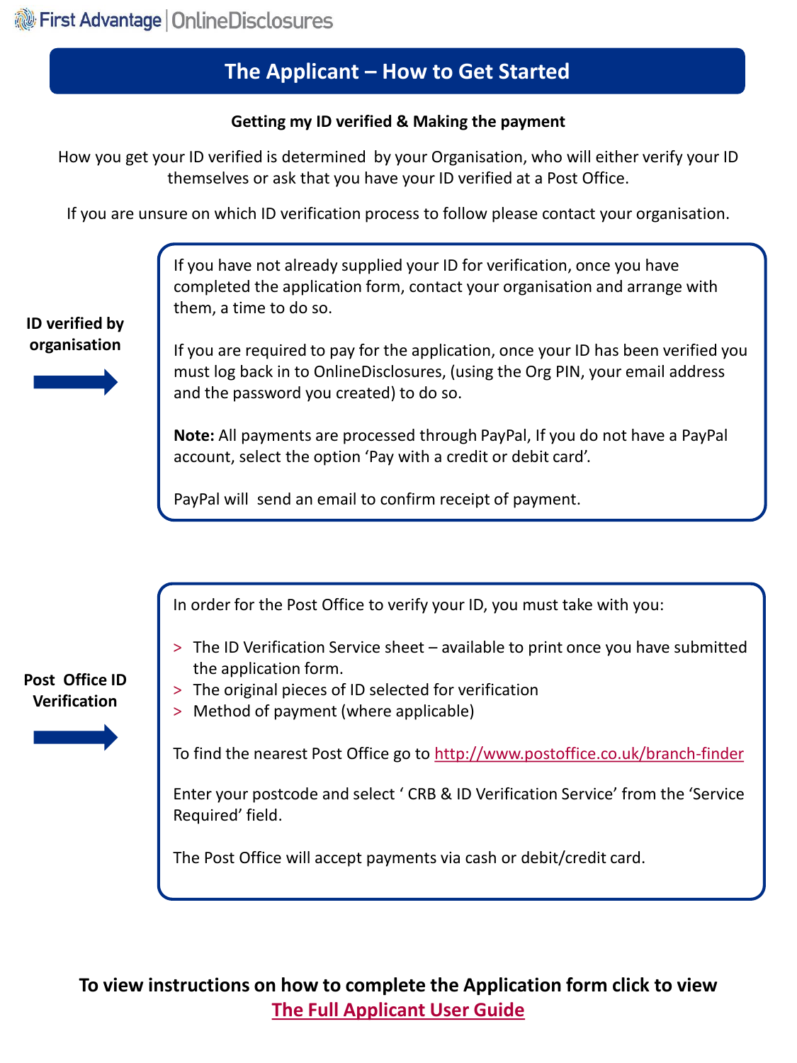# The Applicant – How to Get Started

**Getting my ID verified & Making the payment**

How you get your ID verified is determined by your Organisation, who will either verify your ID themselves or ask that you have your ID verified at a Post Office.

If you are unsure on which ID verification process to follow please contact your organisation.

## ID verified by organisation

If you have not already supplied your ID for verification, once you have completed the application form, contact your organisation and arrange with them, a time to do so.

If you are required to pay for the application, once your ID has been verified you must log back in to OnlineDisclosures, (using the Org PIN, your email address and the password you created) to do so.

**Note:** All payments are processed through PayPal, If you do not have a PayPal account, select the option 'Pay with a credit or debit card'.

PayPal will send an email to confirm receipt of payment.

## Post Office ID Verification

In order for the Post Office to verify your ID, you must take with you:

- The ID Verification Service sheet – available to print once you have submitted the application form.
- The original pieces of ID selected for verification
- Method of payment (where applicable)

To find the nearest Post Office go to http://www.postoffice.co.uk/branch-finder

Enter your postcode and select ' CRB & ID Verification Service' from the 'Service Required' field.

The Post Office will accept payments via cash or debit/credit card.

**To view instructions on how to complete the Application form click to view The Full Applicant User Guide**